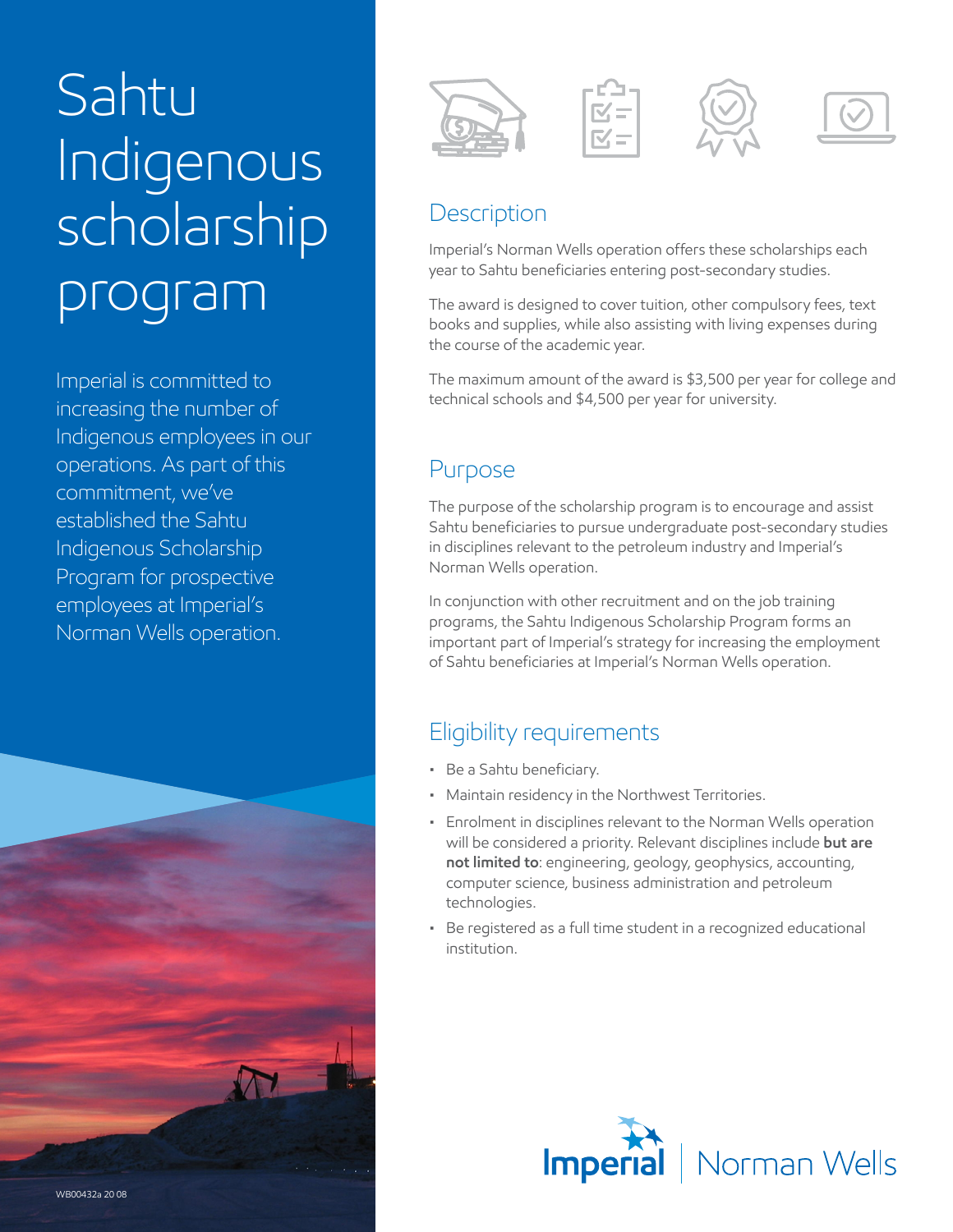# Sahtu Indigenous scholarship program

Imperial is committed to increasing the number of Indigenous employees in our operations. As part of this commitment, we've established the Sahtu Indigenous Scholarship Program for prospective employees at Imperial's Norman Wells operation.

## Description

Imperial's Norman Wells operation offers these scholarships each year to Sahtu beneficiaries entering post-secondary studies.

The award is designed to cover tuition, other compulsory fees, text books and supplies, while also assisting with living expenses during the course of the academic year.

The maximum amount of the award is $3,500 per year for college and technical schools and $4,500 per year for university.

## Purpose

The purpose of the scholarship program is to encourage and assist Sahtu beneficiaries to pursue undergraduate post-secondary studies in disciplines relevant to the petroleum industry and Imperial's Norman Wells operation.

In conjunction with other recruitment and on the job training programs, the Sahtu Indigenous Scholarship Program forms an important part of Imperial's strategy for increasing the employment of Sahtu beneficiaries at Imperial's Norman Wells operation.

## Eligibility requirements

- Be a Sahtu beneficiary.
- Maintain residency in the Northwest Territories.
- Enrolment in disciplines relevant to the Norman Wells operation will be considered a priority. Relevant disciplines include **but are not limited to**: engineering, geology, geophysics, accounting, computer science, business administration and petroleum technologies.
- Be registered as a full time student in a recognized educational institution.

Imperial | Norman Wells

WB00432a 20 08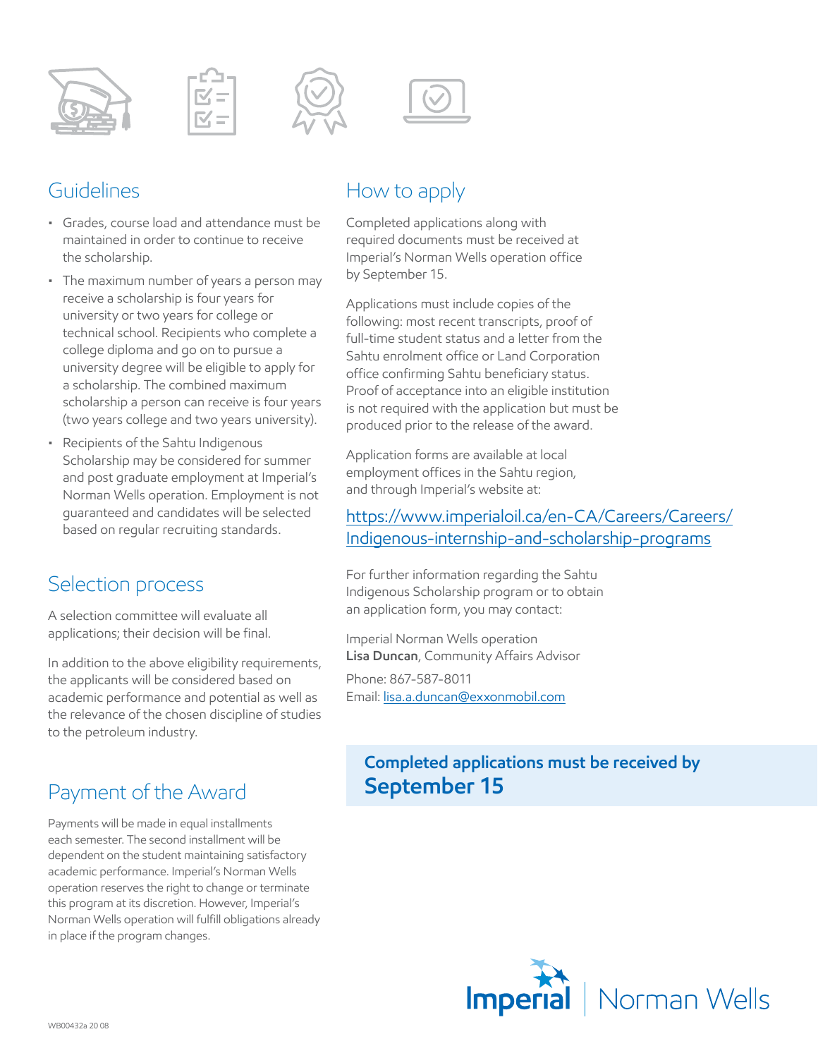## Guidelines

- Grades, course load and attendance must be maintained in order to continue to receive the scholarship.
- The maximum number of years a person may receive a scholarship is four years for university or two years for college or technical school. Recipients who complete a college diploma and go on to pursue a university degree will be eligible to apply for a scholarship. The combined maximum scholarship a person can receive is four years (two years college and two years university).
- Recipients of the Sahtu Indigenous Scholarship may be considered for summer and post graduate employment at Imperial's Norman Wells operation. Employment is not guaranteed and candidates will be selected based on regular recruiting standards.

## Selection process

A selection committee will evaluate all applications; their decision will be final.

In addition to the above eligibility requirements, the applicants will be considered based on academic performance and potential as well as the relevance of the chosen discipline of studies to the petroleum industry.

## Payment of the Award

Payments will be made in equal installments each semester. The second installment will be dependent on the student maintaining satisfactory academic performance. Imperial's Norman Wells operation reserves the right to change or terminate this program at its discretion. However, Imperial's Norman Wells operation will fulfill obligations already in place if the program changes.

## How to apply

Completed applications along with required documents must be received at Imperial's Norman Wells operation office by September 15.

Applications must include copies of the following: most recent transcripts, proof of full-time student status and a letter from the Sahtu enrolment office or Land Corporation office confirming Sahtu beneficiary status. Proof of acceptance into an eligible institution is not required with the application but must be produced prior to the release of the award.

Application forms are available at local employment offices in the Sahtu region, and through Imperial's website at:

https://www.imperialoil.ca/en-CA/Careers/Careers/Indigenous-internship-and-scholarship-programs

For further information regarding the Sahtu Indigenous Scholarship program or to obtain an application form, you may contact:

Imperial Norman Wells operation
**Lisa Duncan**, Community Affairs Advisor

Phone: 867-587-8011
Email: lisa.a.duncan@exxonmobil.com

**Completed applications must be received by**
**September 15**

Imperial | Norman Wells

WB00432a 20 08